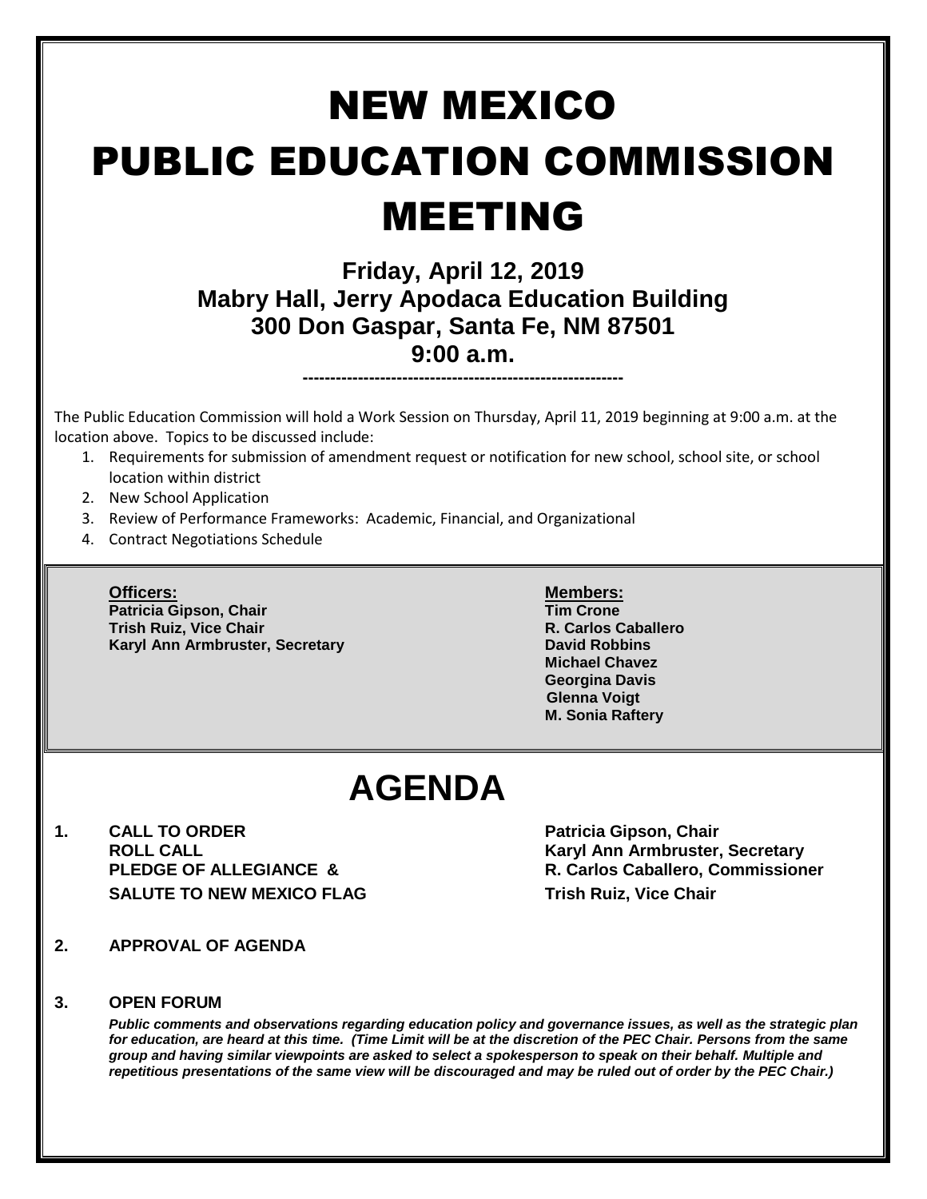# NEW MEXICO PUBLIC EDUCATION COMMISSION MEETING

**Friday, April 12, 2019**
**Mabry Hall, Jerry Apodaca Education Building**
**300 Don Gaspar, Santa Fe, NM 87501**
**9:00 a.m.**

---

The Public Education Commission will hold a Work Session on Thursday, April 11, 2019 beginning at 9:00 a.m. at the location above. Topics to be discussed include:

1. Requirements for submission of amendment request or notification for new school, school site, or school location within district
2. New School Application
3. Review of Performance Frameworks: Academic, Financial, and Organizational
4. Contract Negotiations Schedule

**Officers:**
**Patricia Gipson, Chair**
**Trish Ruiz, Vice Chair**
**Karyl Ann Armbruster, Secretary**

**Members:**
**Tim Crone**
**R. Carlos Caballero**
**David Robbins**
**Michael Chavez**
**Georgina Davis**
**Glenna Voigt**
**M. Sonia Raftery**

# AGENDA

**1. CALL TO ORDER** — **Patricia Gipson, Chair**
**ROLL CALL** — **Karyl Ann Armbruster, Secretary**
**PLEDGE OF ALLEGIANCE &** — **R. Carlos Caballero, Commissioner**
**SALUTE TO NEW MEXICO FLAG** — **Trish Ruiz, Vice Chair**

**2. APPROVAL OF AGENDA**

**3. OPEN FORUM**

***Public comments and observations regarding education policy and governance issues, as well as the strategic plan for education, are heard at this time. (Time Limit will be at the discretion of the PEC Chair. Persons from the same group and having similar viewpoints are asked to select a spokesperson to speak on their behalf. Multiple and repetitious presentations of the same view will be discouraged and may be ruled out of order by the PEC Chair.)***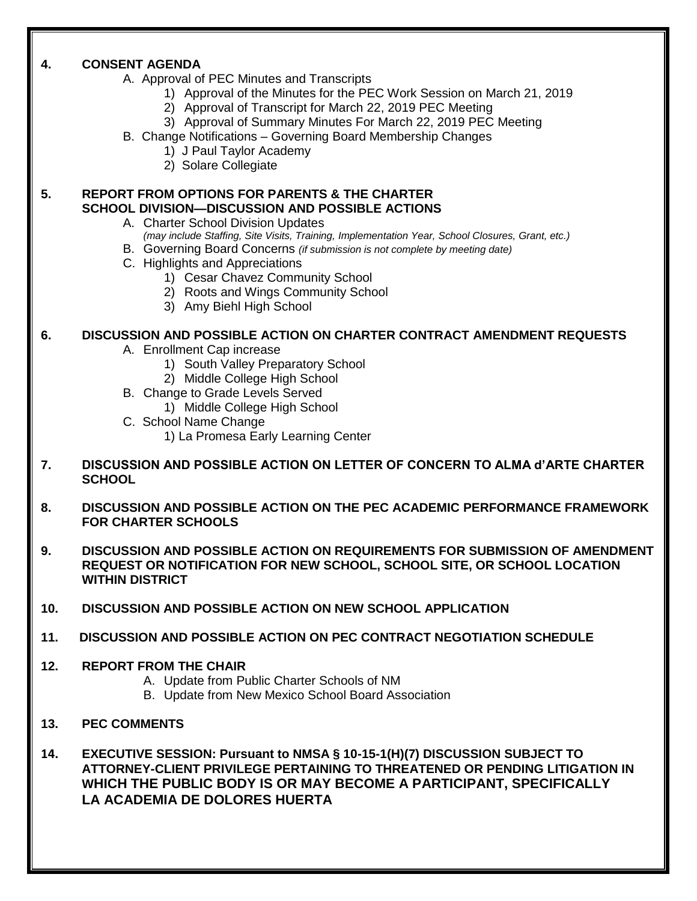**4. CONSENT AGENDA**

A. Approval of PEC Minutes and Transcripts
   1) Approval of the Minutes for the PEC Work Session on March 21, 2019
   2) Approval of Transcript for March 22, 2019 PEC Meeting
   3) Approval of Summary Minutes For March 22, 2019 PEC Meeting

B. Change Notifications – Governing Board Membership Changes
   1) J Paul Taylor Academy
   2) Solare Collegiate

**5. REPORT FROM OPTIONS FOR PARENTS & THE CHARTER SCHOOL DIVISION—DISCUSSION AND POSSIBLE ACTIONS**

A. Charter School Division Updates
   *(may include Staffing, Site Visits, Training, Implementation Year, School Closures, Grant, etc.)*

B. Governing Board Concerns *(if submission is not complete by meeting date)*

C. Highlights and Appreciations
   1) Cesar Chavez Community School
   2) Roots and Wings Community School
   3) Amy Biehl High School

**6. DISCUSSION AND POSSIBLE ACTION ON CHARTER CONTRACT AMENDMENT REQUESTS**

A. Enrollment Cap increase
   1) South Valley Preparatory School
   2) Middle College High School

B. Change to Grade Levels Served
   1) Middle College High School

C. School Name Change
   1) La Promesa Early Learning Center

**7. DISCUSSION AND POSSIBLE ACTION ON LETTER OF CONCERN TO ALMA d'ARTE CHARTER SCHOOL**

**8. DISCUSSION AND POSSIBLE ACTION ON THE PEC ACADEMIC PERFORMANCE FRAMEWORK FOR CHARTER SCHOOLS**

**9. DISCUSSION AND POSSIBLE ACTION ON REQUIREMENTS FOR SUBMISSION OF AMENDMENT REQUEST OR NOTIFICATION FOR NEW SCHOOL, SCHOOL SITE, OR SCHOOL LOCATION WITHIN DISTRICT**

**10. DISCUSSION AND POSSIBLE ACTION ON NEW SCHOOL APPLICATION**

**11. DISCUSSION AND POSSIBLE ACTION ON PEC CONTRACT NEGOTIATION SCHEDULE**

**12. REPORT FROM THE CHAIR**

A. Update from Public Charter Schools of NM

B. Update from New Mexico School Board Association

**13. PEC COMMENTS**

**14. EXECUTIVE SESSION: Pursuant to NMSA § 10-15-1(H)(7) DISCUSSION SUBJECT TO ATTORNEY-CLIENT PRIVILEGE PERTAINING TO THREATENED OR PENDING LITIGATION IN WHICH THE PUBLIC BODY IS OR MAY BECOME A PARTICIPANT, SPECIFICALLY LA ACADEMIA DE DOLORES HUERTA**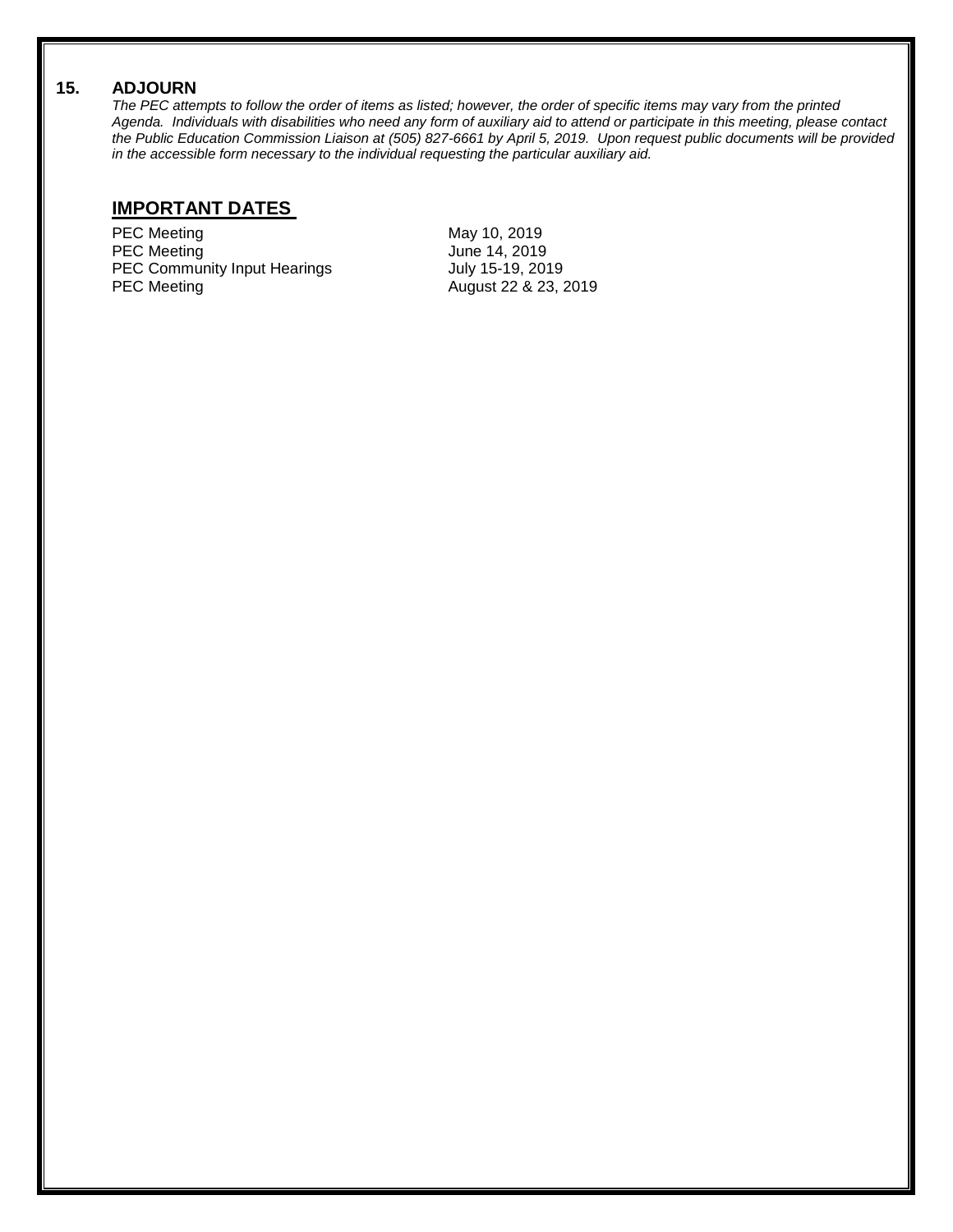## 15. ADJOURN

*The PEC attempts to follow the order of items as listed; however, the order of specific items may vary from the printed Agenda. Individuals with disabilities who need any form of auxiliary aid to attend or participate in this meeting, please contact the Public Education Commission Liaison at (505) 827-6661 by April 5, 2019. Upon request public documents will be provided in the accessible form necessary to the individual requesting the particular auxiliary aid.*

## IMPORTANT DATES

| | |
|---|---|
| PEC Meeting | May 10, 2019 |
| PEC Meeting | June 14, 2019 |
| PEC Community Input Hearings | July 15-19, 2019 |
| PEC Meeting | August 22 & 23, 2019 |